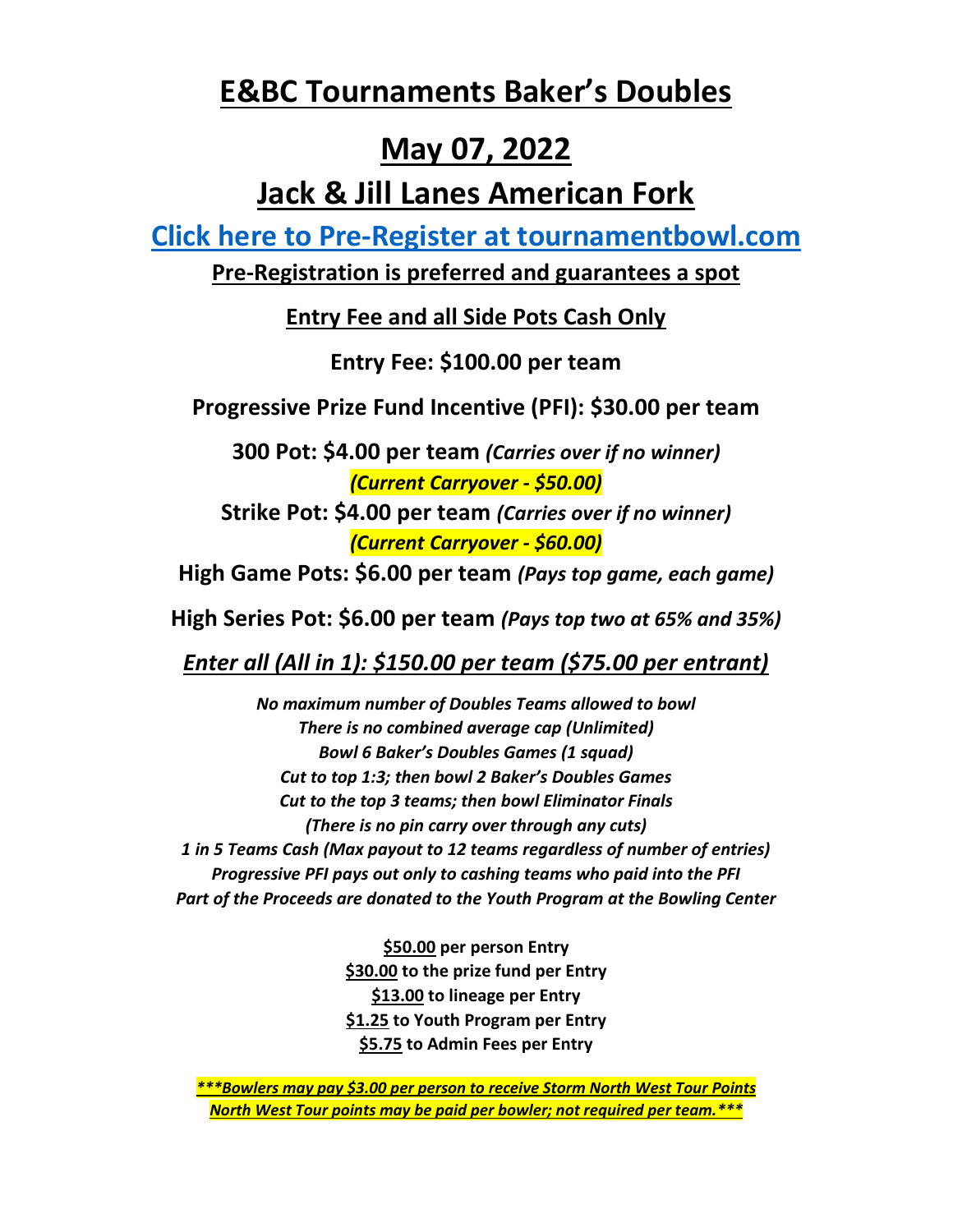# E&BC Tournaments Baker's Doubles

## May 07, 2022

## Jack & Jill Lanes American Fork

**Click here to Pre-Register at tournamentbowl.com**

**Pre-Registration is preferred and guarantees a spot**

**Entry Fee and all Side Pots Cash Only**

**Entry Fee: $100.00 per team**

**Progressive Prize Fund Incentive (PFI): $30.00 per team**

**300 Pot: $4.00 per team** ***(Carries over if no winner)***

***(Current Carryover - $50.00)***

**Strike Pot: $4.00 per team** ***(Carries over if no winner)***

***(Current Carryover - $60.00)***

**High Game Pots: $6.00 per team** ***(Pays top game, each game)***

**High Series Pot: $6.00 per team** ***(Pays top two at 65% and 35%)***

***Enter all (All in 1): $150.00 per team ($75.00 per entrant)***

*No maximum number of Doubles Teams allowed to bowl*
*There is no combined average cap (Unlimited)*
*Bowl 6 Baker's Doubles Games (1 squad)*
*Cut to top 1:3; then bowl 2 Baker's Doubles Games*
*Cut to the top 3 teams; then bowl Eliminator Finals*
*(There is no pin carry over through any cuts)*
*1 in 5 Teams Cash (Max payout to 12 teams regardless of number of entries)*
*Progressive PFI pays out only to cashing teams who paid into the PFI*
*Part of the Proceeds are donated to the Youth Program at the Bowling Center*

**$50.00 per person Entry**
**$30.00 to the prize fund per Entry**
**$13.00 to lineage per Entry**
**$1.25 to Youth Program per Entry**
**$5.75 to Admin Fees per Entry**

***\*\*\*Bowlers may pay $3.00 per person to receive Storm North West Tour Points***
***North West Tour points may be paid per bowler; not required per team.\*\*\****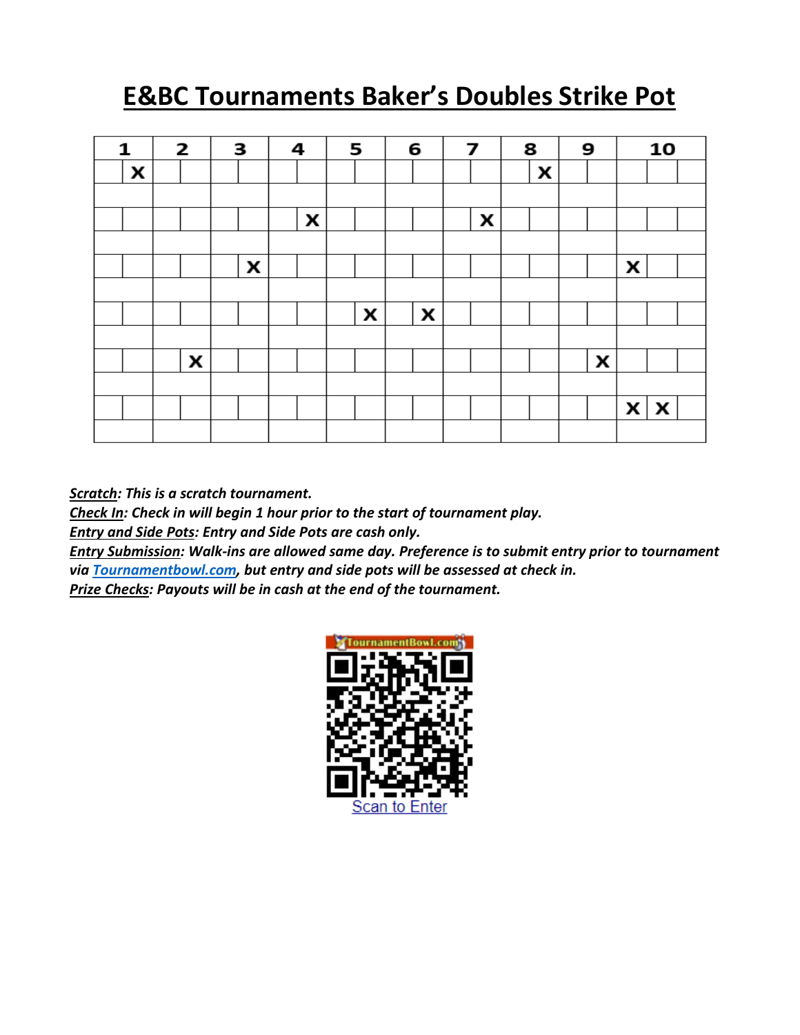# E&BC Tournaments Baker's Doubles Strike Pot

| 1 | 2 | 3 | 4 | 5 | 6 | 7 | 8 | 9 | 10 |
|---|---|---|---|---|---|---|---|---|---|
| X | | | | | | | X | | |
| | | | | | | | | | |
| | | | X | | | X | | | |
| | | | | | | | | | |
| | | X | | | | | | | X |
| | | | | | | | | | |
| | | | | X | X | | | | |
| | | | | | | | | | |
| | X | | | | | | | X | |
| | | | | | | | | | |
| | | | | | | | | | X X |
| | | | | | | | | | |

***Scratch**: This is a scratch tournament.*

***Check In**: Check in will begin 1 hour prior to the start of tournament play.*

***Entry and Side Pots**: Entry and Side Pots are cash only.*

***Entry Submission**: Walk-ins are allowed same day. Preference is to submit entry prior to tournament via Tournamentbowl.com, but entry and side pots will be assessed at check in.*

***Prize Checks**: Payouts will be in cash at the end of the tournament.*

TournamentBowl.com

Scan to Enter